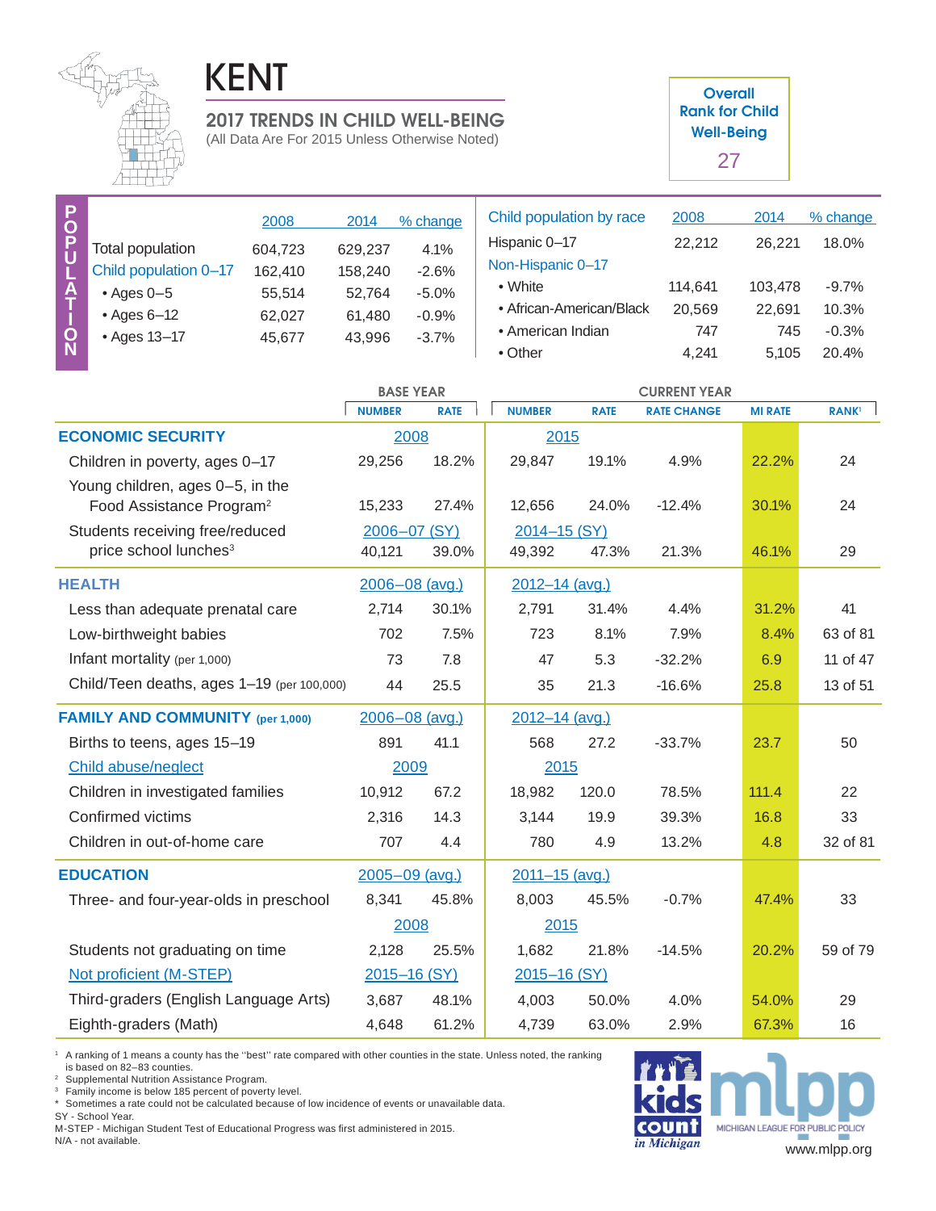# KENT

## 2017 TRENDS IN CHILD WELL-BEING

(All Data Are For 2015 Unless Otherwise Noted)

**Overall Rank for Child Well-Being**
**27**

### POPULATION

| | 2008 | 2014 | % change |
|---|---|---|---|
| Total population | 604,723 | 629,237 | 4.1% |
| Child population 0–17 | 162,410 | 158,240 | -2.6% |
| • Ages 0–5 | 55,514 | 52,764 | -5.0% |
| • Ages 6–12 | 62,027 | 61,480 | -0.9% |
| • Ages 13–17 | 45,677 | 43,996 | -3.7% |

| Child population by race | 2008 | 2014 | % change |
|---|---|---|---|
| Hispanic 0–17 | 22,212 | 26,221 | 18.0% |
| Non-Hispanic 0–17 | | | |
| • White | 114,641 | 103,478 | -9.7% |
| • African-American/Black | 20,569 | 22,691 | 10.3% |
| • American Indian | 747 | 745 | -0.3% |
| • Other | 4,241 | 5,105 | 20.4% |

| | BASE YEAR | | CURRENT YEAR | | | | |
|---|---|---|---|---|---|---|---|
| | NUMBER | RATE | NUMBER | RATE | RATE CHANGE | MI RATE | RANK[1] |
| **ECONOMIC SECURITY** | 2008 | | 2015 | | | | |
| Children in poverty, ages 0–17 | 29,256 | 18.2% | 29,847 | 19.1% | 4.9% | 22.2% | 24 |
| Young children, ages 0–5, in the Food Assistance Program[2] | 15,233 | 27.4% | 12,656 | 24.0% | -12.4% | 30.1% | 24 |
| Students receiving free/reduced price school lunches[3] | 2006–07 (SY) | | 2014–15 (SY) | | | | |
| | 40,121 | 39.0% | 49,392 | 47.3% | 21.3% | 46.1% | 29 |
| **HEALTH** | 2006–08 (avg.) | | 2012–14 (avg.) | | | | |
| Less than adequate prenatal care | 2,714 | 30.1% | 2,791 | 31.4% | 4.4% | 31.2% | 41 |
| Low-birthweight babies | 702 | 7.5% | 723 | 8.1% | 7.9% | 8.4% | 63 of 81 |
| Infant mortality (per 1,000) | 73 | 7.8 | 47 | 5.3 | -32.2% | 6.9 | 11 of 47 |
| Child/Teen deaths, ages 1–19 (per 100,000) | 44 | 25.5 | 35 | 21.3 | -16.6% | 25.8 | 13 of 51 |
| **FAMILY AND COMMUNITY (per 1,000)** | 2006–08 (avg.) | | 2012–14 (avg.) | | | | |
| Births to teens, ages 15–19 | 891 | 41.1 | 568 | 27.2 | -33.7% | 23.7 | 50 |
| Child abuse/neglect | 2009 | | 2015 | | | | |
| Children in investigated families | 10,912 | 67.2 | 18,982 | 120.0 | 78.5% | 111.4 | 22 |
| Confirmed victims | 2,316 | 14.3 | 3,144 | 19.9 | 39.3% | 16.8 | 33 |
| Children in out-of-home care | 707 | 4.4 | 780 | 4.9 | 13.2% | 4.8 | 32 of 81 |
| **EDUCATION** | 2005–09 (avg.) | | 2011–15 (avg.) | | | | |
| Three- and four-year-olds in preschool | 8,341 | 45.8% | 8,003 | 45.5% | -0.7% | 47.4% | 33 |
| | 2008 | | 2015 | | | | |
| Students not graduating on time | 2,128 | 25.5% | 1,682 | 21.8% | -14.5% | 20.2% | 59 of 79 |
| Not proficient (M-STEP) | 2015–16 (SY) | | 2015–16 (SY) | | | | |
| Third-graders (English Language Arts) | 3,687 | 48.1% | 4,003 | 50.0% | 4.0% | 54.0% | 29 |
| Eighth-graders (Math) | 4,648 | 61.2% | 4,739 | 63.0% | 2.9% | 67.3% | 16 |

[1] A ranking of 1 means a county has the "best" rate compared with other counties in the state. Unless noted, the ranking is based on 82–83 counties.
[2] Supplemental Nutrition Assistance Program.
[3] Family income is below 185 percent of poverty level.
* Sometimes a rate could not be calculated because of low incidence of events or unavailable data.
SY - School Year.
M-STEP - Michigan Student Test of Educational Progress was first administered in 2015.
N/A - not available.

kids count in Michigan

mlpp MICHIGAN LEAGUE FOR PUBLIC POLICY

www.mlpp.org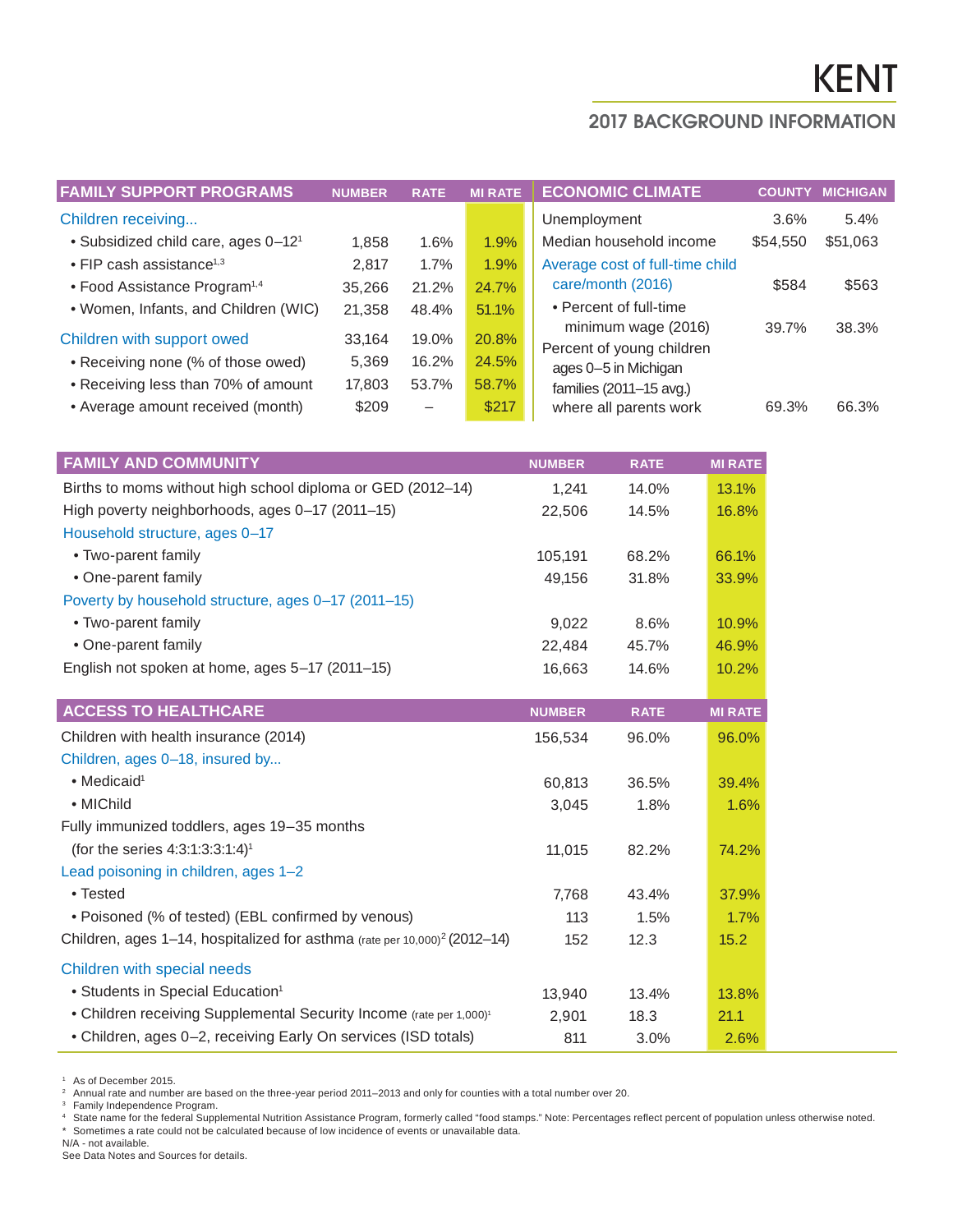# KENT

## 2017 BACKGROUND INFORMATION

| FAMILY SUPPORT PROGRAMS | NUMBER | RATE | MI RATE |
|---|---|---|---|
| Children receiving... | | | |
| • Subsidized child care, ages 0–12[1] | 1,858 | 1.6% | 1.9% |
| • FIP cash assistance[1,3] | 2,817 | 1.7% | 1.9% |
| • Food Assistance Program[1,4] | 35,266 | 21.2% | 24.7% |
| • Women, Infants, and Children (WIC) | 21,358 | 48.4% | 51.1% |
| Children with support owed | 33,164 | 19.0% | 20.8% |
| • Receiving none (% of those owed) | 5,369 | 16.2% | 24.5% |
| • Receiving less than 70% of amount | 17,803 | 53.7% | 58.7% |
| • Average amount received (month) | $209 | – | $217 |

| ECONOMIC CLIMATE | COUNTY | MICHIGAN |
|---|---|---|
| Unemployment | 3.6% | 5.4% |
| Median household income | $54,550 | $51,063 |
| Average cost of full-time child care/month (2016) | $584 | $563 |
| • Percent of full-time minimum wage (2016) | 39.7% | 38.3% |
| Percent of young children ages 0–5 in Michigan families (2011–15 avg.) where all parents work | 69.3% | 66.3% |

| FAMILY AND COMMUNITY | NUMBER | RATE | MI RATE |
|---|---|---|---|
| Births to moms without high school diploma or GED (2012–14) | 1,241 | 14.0% | 13.1% |
| High poverty neighborhoods, ages 0–17 (2011–15) | 22,506 | 14.5% | 16.8% |
| Household structure, ages 0–17 | | | |
| • Two-parent family | 105,191 | 68.2% | 66.1% |
| • One-parent family | 49,156 | 31.8% | 33.9% |
| Poverty by household structure, ages 0–17 (2011–15) | | | |
| • Two-parent family | 9,022 | 8.6% | 10.9% |
| • One-parent family | 22,484 | 45.7% | 46.9% |
| English not spoken at home, ages 5–17 (2011–15) | 16,663 | 14.6% | 10.2% |

| ACCESS TO HEALTHCARE | NUMBER | RATE | MI RATE |
|---|---|---|---|
| Children with health insurance (2014) | 156,534 | 96.0% | 96.0% |
| Children, ages 0–18, insured by... | | | |
| • Medicaid[1] | 60,813 | 36.5% | 39.4% |
| • MIChild | 3,045 | 1.8% | 1.6% |
| Fully immunized toddlers, ages 19–35 months (for the series 4:3:1:3:3:1:4)[1] | 11,015 | 82.2% | 74.2% |
| Lead poisoning in children, ages 1–2 | | | |
| • Tested | 7,768 | 43.4% | 37.9% |
| • Poisoned (% of tested) (EBL confirmed by venous) | 113 | 1.5% | 1.7% |
| Children, ages 1–14, hospitalized for asthma (rate per 10,000)[2] (2012–14) | 152 | 12.3 | 15.2 |
| Children with special needs | | | |
| • Students in Special Education[1] | 13,940 | 13.4% | 13.8% |
| • Children receiving Supplemental Security Income (rate per 1,000)[1] | 2,901 | 18.3 | 21.1 |
| • Children, ages 0–2, receiving Early On services (ISD totals) | 811 | 3.0% | 2.6% |

[1] As of December 2015.
[2] Annual rate and number are based on the three-year period 2011–2013 and only for counties with a total number over 20.
[3] Family Independence Program.
[4] State name for the federal Supplemental Nutrition Assistance Program, formerly called "food stamps." Note: Percentages reflect percent of population unless otherwise noted.
* Sometimes a rate could not be calculated because of low incidence of events or unavailable data.
N/A - not available.
See Data Notes and Sources for details.